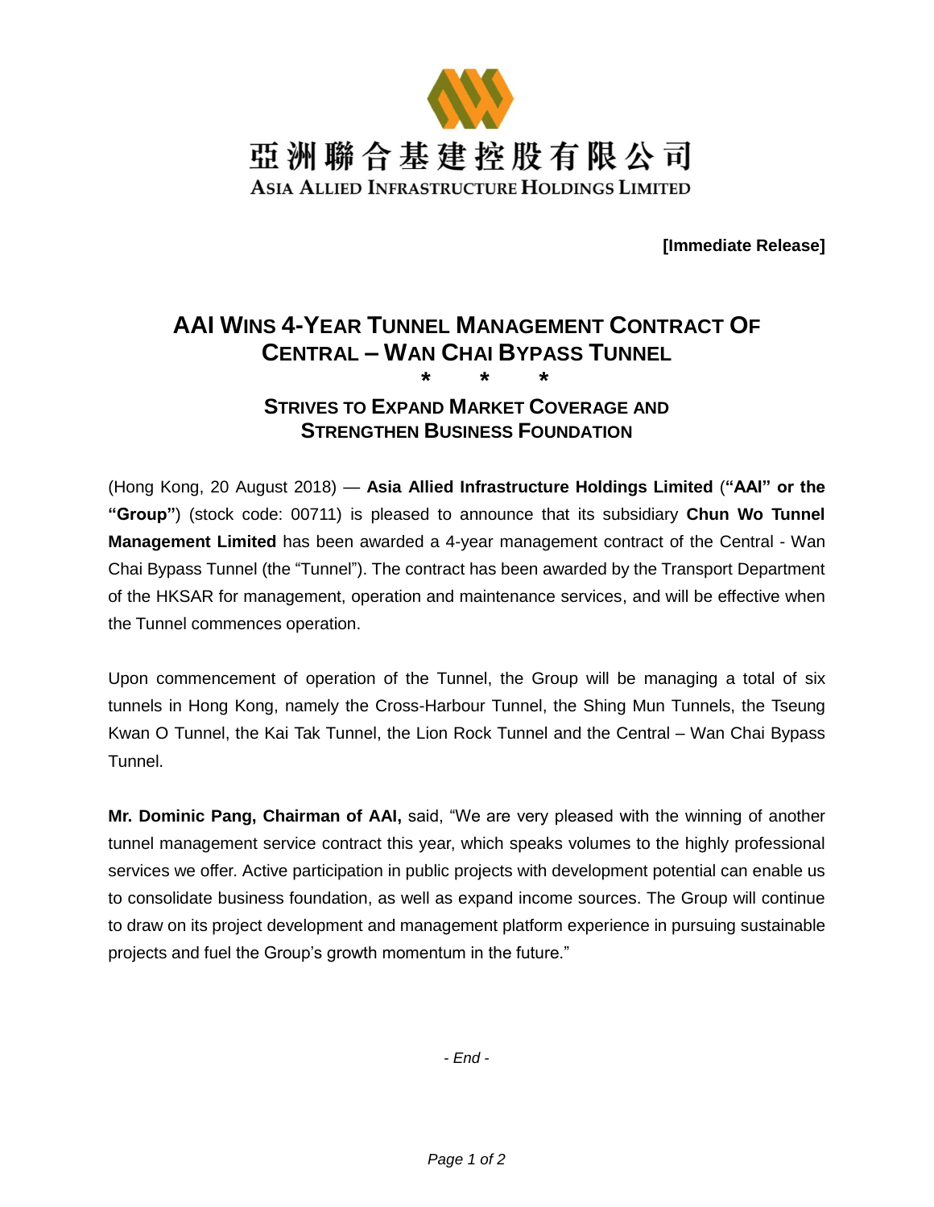亞洲聯合基建控股有限公司

ASIA ALLIED INFRASTRUCTURE HOLDINGS LIMITED

**[Immediate Release]**

# AAI WINS 4-YEAR TUNNEL MANAGEMENT CONTRACT OF CENTRAL – WAN CHAI BYPASS TUNNEL

\* \* \*

## STRIVES TO EXPAND MARKET COVERAGE AND STRENGTHEN BUSINESS FOUNDATION

(Hong Kong, 20 August 2018) — **Asia Allied Infrastructure Holdings Limited** (**"AAI" or the "Group"**) (stock code: 00711) is pleased to announce that its subsidiary **Chun Wo Tunnel Management Limited** has been awarded a 4-year management contract of the Central - Wan Chai Bypass Tunnel (the "Tunnel"). The contract has been awarded by the Transport Department of the HKSAR for management, operation and maintenance services, and will be effective when the Tunnel commences operation.

Upon commencement of operation of the Tunnel, the Group will be managing a total of six tunnels in Hong Kong, namely the Cross-Harbour Tunnel, the Shing Mun Tunnels, the Tseung Kwan O Tunnel, the Kai Tak Tunnel, the Lion Rock Tunnel and the Central – Wan Chai Bypass Tunnel.

**Mr. Dominic Pang, Chairman of AAI,** said, "We are very pleased with the winning of another tunnel management service contract this year, which speaks volumes to the highly professional services we offer. Active participation in public projects with development potential can enable us to consolidate business foundation, as well as expand income sources. The Group will continue to draw on its project development and management platform experience in pursuing sustainable projects and fuel the Group's growth momentum in the future."

*- End -*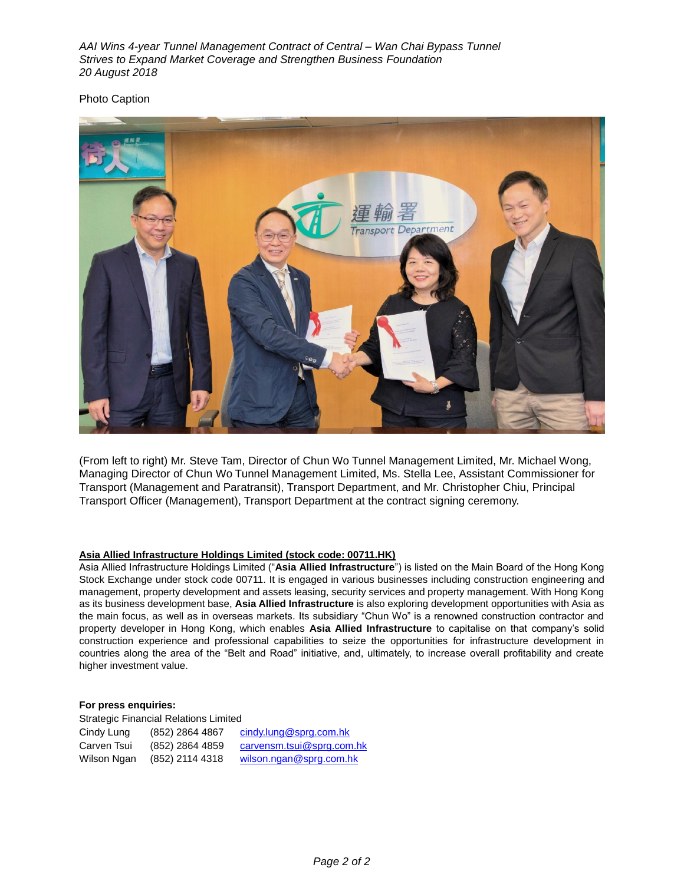*AAI Wins 4-year Tunnel Management Contract of Central – Wan Chai Bypass Tunnel*
*Strives to Expand Market Coverage and Strengthen Business Foundation*
*20 August 2018*

Photo Caption

(From left to right) Mr. Steve Tam, Director of Chun Wo Tunnel Management Limited, Mr. Michael Wong, Managing Director of Chun Wo Tunnel Management Limited, Ms. Stella Lee, Assistant Commissioner for Transport (Management and Paratransit), Transport Department, and Mr. Christopher Chiu, Principal Transport Officer (Management), Transport Department at the contract signing ceremony.

**Asia Allied Infrastructure Holdings Limited (stock code: 00711.HK)**

Asia Allied Infrastructure Holdings Limited ("**Asia Allied Infrastructure**") is listed on the Main Board of the Hong Kong Stock Exchange under stock code 00711. It is engaged in various businesses including construction engineering and management, property development and assets leasing, security services and property management. With Hong Kong as its business development base, **Asia Allied Infrastructure** is also exploring development opportunities with Asia as the main focus, as well as in overseas markets. Its subsidiary "Chun Wo" is a renowned construction contractor and property developer in Hong Kong, which enables **Asia Allied Infrastructure** to capitalise on that company's solid construction experience and professional capabilities to seize the opportunities for infrastructure development in countries along the area of the "Belt and Road" initiative, and, ultimately, to increase overall profitability and create higher investment value.

**For press enquiries:**

Strategic Financial Relations Limited

| | | |
|---|---|---|
| Cindy Lung | (852) 2864 4867 | cindy.lung@sprg.com.hk |
| Carven Tsui | (852) 2864 4859 | carvensm.tsui@sprg.com.hk |
| Wilson Ngan | (852) 2114 4318 | wilson.ngan@sprg.com.hk |